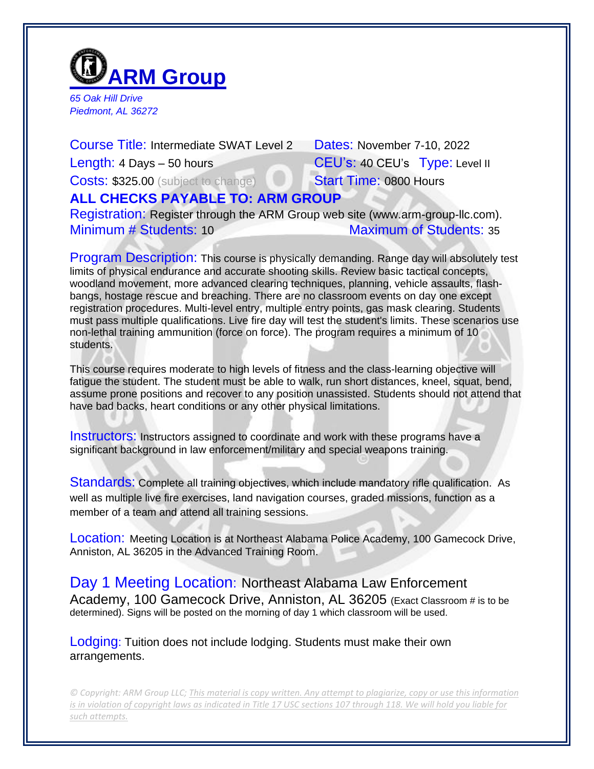# ARM Group

*65 Oak Hill Drive*
*Piedmont, AL 36272*

Course Title: Intermediate SWAT Level 2
Dates: November 7-10, 2022
Length: 4 Days – 50 hours
CEU's: 40 CEU's Type: Level II
Costs: $325.00 (subject to change)
Start Time: 0800 Hours

**ALL CHECKS PAYABLE TO: ARM GROUP**

Registration: Register through the ARM Group web site (www.arm-group-llc.com).

Minimum # Students: 10
Maximum of Students: 35

Program Description: This course is physically demanding. Range day will absolutely test limits of physical endurance and accurate shooting skills. Review basic tactical concepts, woodland movement, more advanced clearing techniques, planning, vehicle assaults, flash-bangs, hostage rescue and breaching. There are no classroom events on day one except registration procedures. Multi-level entry, multiple entry points, gas mask clearing. Students must pass multiple qualifications. Live fire day will test the student's limits. These scenarios use non-lethal training ammunition (force on force). The program requires a minimum of 10 students.

This course requires moderate to high levels of fitness and the class-learning objective will fatigue the student. The student must be able to walk, run short distances, kneel, squat, bend, assume prone positions and recover to any position unassisted. Students should not attend that have bad backs, heart conditions or any other physical limitations.

Instructors: Instructors assigned to coordinate and work with these programs have a significant background in law enforcement/military and special weapons training.

Standards: Complete all training objectives, which include mandatory rifle qualification. As well as multiple live fire exercises, land navigation courses, graded missions, function as a member of a team and attend all training sessions.

Location: Meeting Location is at Northeast Alabama Police Academy, 100 Gamecock Drive, Anniston, AL 36205 in the Advanced Training Room.

Day 1 Meeting Location: Northeast Alabama Law Enforcement Academy, 100 Gamecock Drive, Anniston, AL 36205 (Exact Classroom # is to be determined). Signs will be posted on the morning of day 1 which classroom will be used.

Lodging: Tuition does not include lodging. Students must make their own arrangements.

*© Copyright: ARM Group LLC; This material is copy written. Any attempt to plagiarize, copy or use this information is in violation of copyright laws as indicated in Title 17 USC sections 107 through 118. We will hold you liable for such attempts.*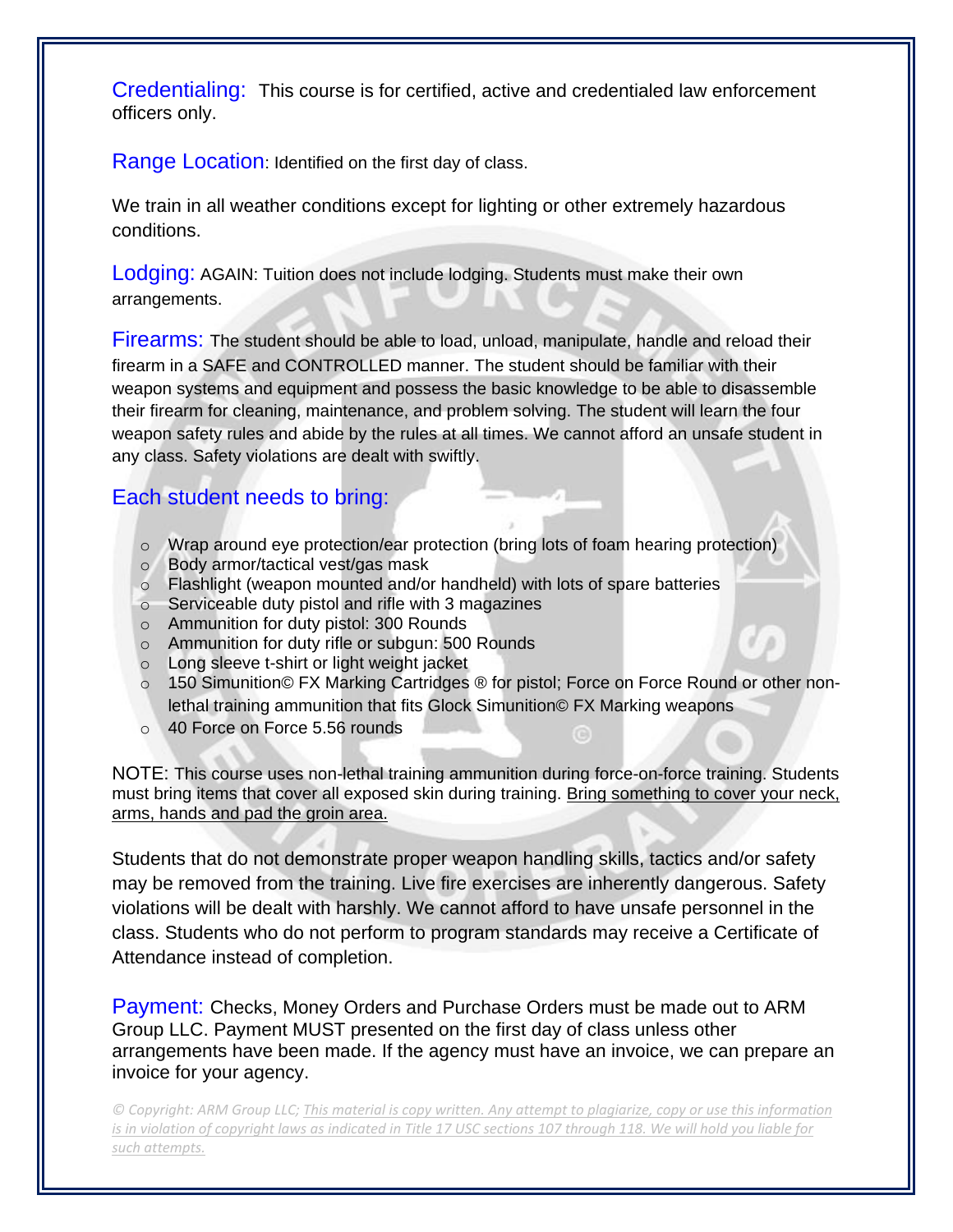**Credentialing:** This course is for certified, active and credentialed law enforcement officers only.

**Range Location**: Identified on the first day of class.

We train in all weather conditions except for lighting or other extremely hazardous conditions.

**Lodging:** AGAIN: Tuition does not include lodging. Students must make their own arrangements.

**Firearms:** The student should be able to load, unload, manipulate, handle and reload their firearm in a SAFE and CONTROLLED manner. The student should be familiar with their weapon systems and equipment and possess the basic knowledge to be able to disassemble their firearm for cleaning, maintenance, and problem solving. The student will learn the four weapon safety rules and abide by the rules at all times. We cannot afford an unsafe student in any class. Safety violations are dealt with swiftly.

## Each student needs to bring:

- Wrap around eye protection/ear protection (bring lots of foam hearing protection)
- Body armor/tactical vest/gas mask
- Flashlight (weapon mounted and/or handheld) with lots of spare batteries
- Serviceable duty pistol and rifle with 3 magazines
- Ammunition for duty pistol: 300 Rounds
- Ammunition for duty rifle or subgun: 500 Rounds
- Long sleeve t-shirt or light weight jacket
- 150 Simunition© FX Marking Cartridges ® for pistol; Force on Force Round or other non-lethal training ammunition that fits Glock Simunition© FX Marking weapons
- 40 Force on Force 5.56 rounds

NOTE: This course uses non-lethal training ammunition during force-on-force training. Students must bring items that cover all exposed skin during training. Bring something to cover your neck, arms, hands and pad the groin area.

Students that do not demonstrate proper weapon handling skills, tactics and/or safety may be removed from the training. Live fire exercises are inherently dangerous. Safety violations will be dealt with harshly. We cannot afford to have unsafe personnel in the class. Students who do not perform to program standards may receive a Certificate of Attendance instead of completion.

**Payment:** Checks, Money Orders and Purchase Orders must be made out to ARM Group LLC. Payment MUST presented on the first day of class unless other arrangements have been made. If the agency must have an invoice, we can prepare an invoice for your agency.

*© Copyright: ARM Group LLC; This material is copy written. Any attempt to plagiarize, copy or use this information is in violation of copyright laws as indicated in Title 17 USC sections 107 through 118. We will hold you liable for such attempts.*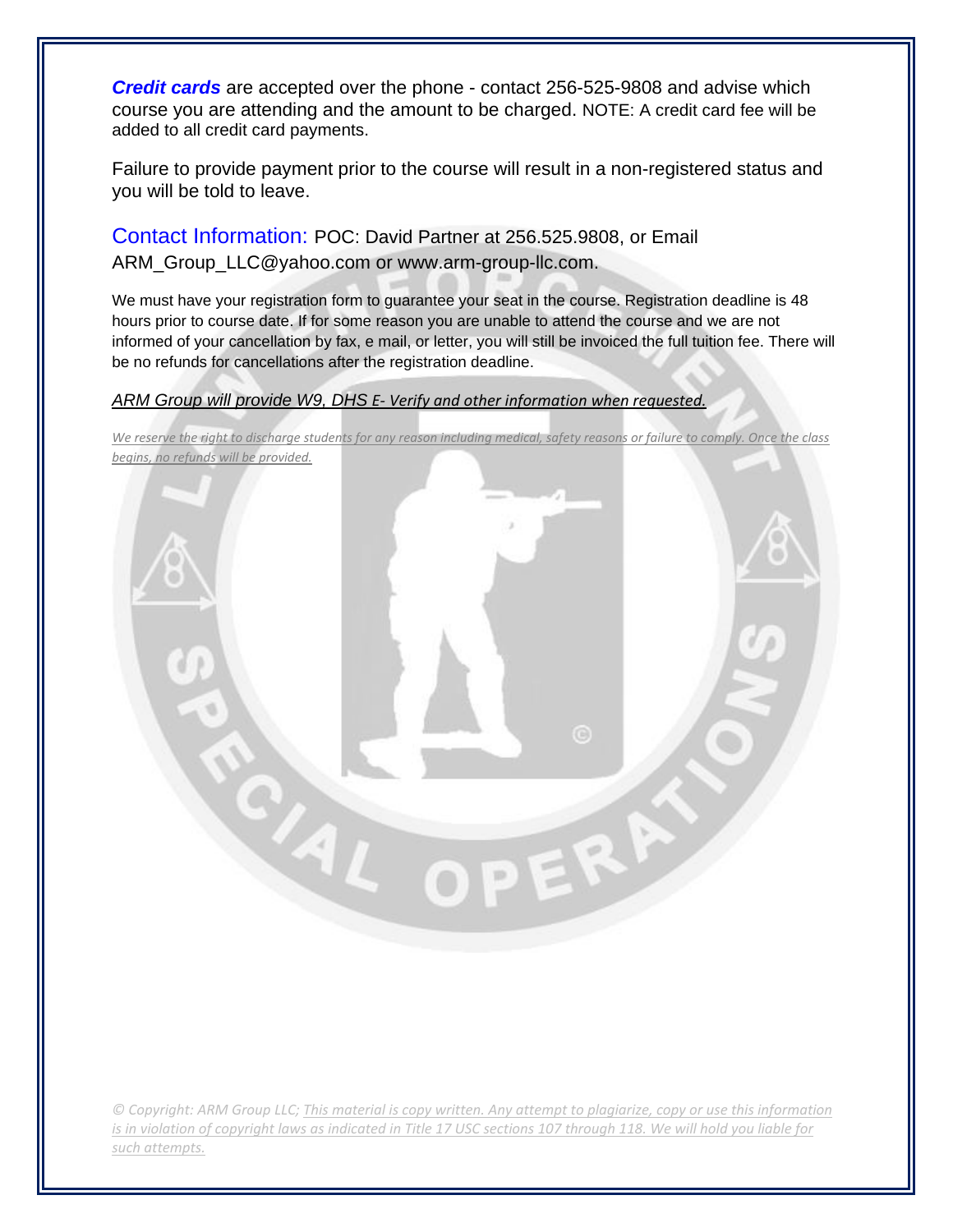***Credit cards*** are accepted over the phone - contact 256-525-9808 and advise which course you are attending and the amount to be charged. NOTE: A credit card fee will be added to all credit card payments.

Failure to provide payment prior to the course will result in a non-registered status and you will be told to leave.

Contact Information: POC: David Partner at 256.525.9808, or Email ARM_Group_LLC@yahoo.com or www.arm-group-llc.com.

We must have your registration form to guarantee your seat in the course. Registration deadline is 48 hours prior to course date. If for some reason you are unable to attend the course and we are not informed of your cancellation by fax, e mail, or letter, you will still be invoiced the full tuition fee. There will be no refunds for cancellations after the registration deadline.

*ARM Group will provide W9, DHS E- Verify and other information when requested.*

*We reserve the right to discharge students for any reason including medical, safety reasons or failure to comply. Once the class begins, no refunds will be provided.*

*© Copyright: ARM Group LLC; This material is copy written. Any attempt to plagiarize, copy or use this information is in violation of copyright laws as indicated in Title 17 USC sections 107 through 118. We will hold you liable for such attempts.*